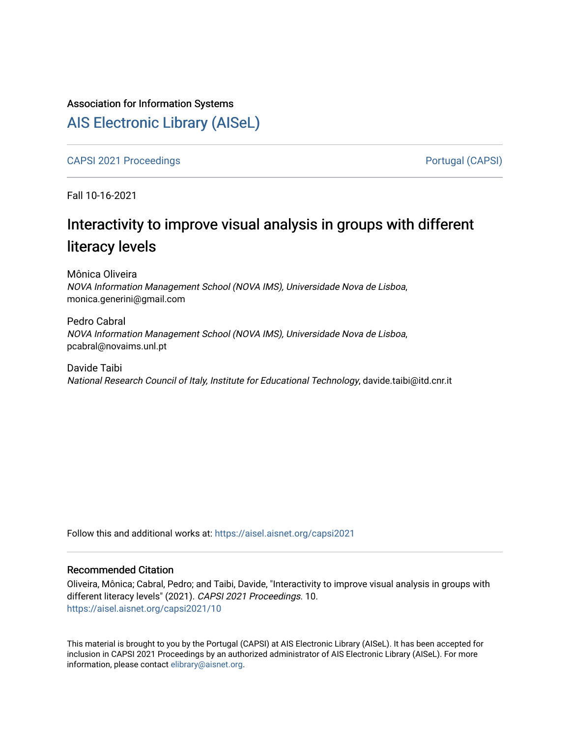Association for Information Systems

# AIS Electronic Library (AISeL)

CAPSI 2021 Proceedings

Portugal (CAPSI)

Fall 10-16-2021

# Interactivity to improve visual analysis in groups with different literacy levels

Mônica Oliveira
*NOVA Information Management School (NOVA IMS), Universidade Nova de Lisboa*, monica.generini@gmail.com

Pedro Cabral
*NOVA Information Management School (NOVA IMS), Universidade Nova de Lisboa*, pcabral@novaims.unl.pt

Davide Taibi
*National Research Council of Italy, Institute for Educational Technology*, davide.taibi@itd.cnr.it

Follow this and additional works at: https://aisel.aisnet.org/capsi2021

## Recommended Citation

Oliveira, Mônica; Cabral, Pedro; and Taibi, Davide, "Interactivity to improve visual analysis in groups with different literacy levels" (2021). *CAPSI 2021 Proceedings*. 10.
https://aisel.aisnet.org/capsi2021/10

This material is brought to you by the Portugal (CAPSI) at AIS Electronic Library (AISeL). It has been accepted for inclusion in CAPSI 2021 Proceedings by an authorized administrator of AIS Electronic Library (AISeL). For more information, please contact elibrary@aisnet.org.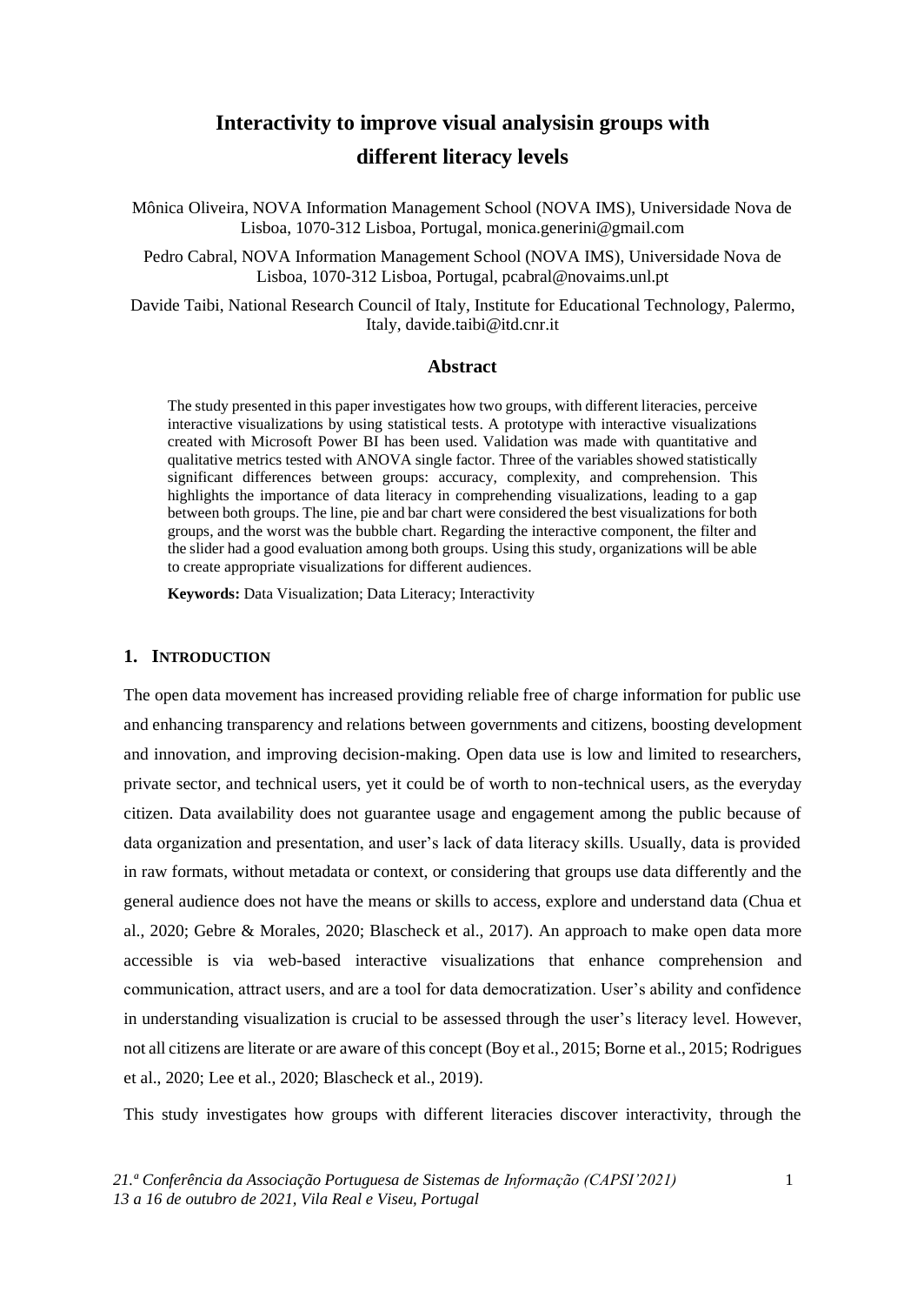# Interactivity to improve visual analysisin groups with different literacy levels

Mônica Oliveira, NOVA Information Management School (NOVA IMS), Universidade Nova de Lisboa, 1070-312 Lisboa, Portugal, monica.generini@gmail.com

Pedro Cabral, NOVA Information Management School (NOVA IMS), Universidade Nova de Lisboa, 1070-312 Lisboa, Portugal, pcabral@novaims.unl.pt

Davide Taibi, National Research Council of Italy, Institute for Educational Technology, Palermo, Italy, davide.taibi@itd.cnr.it

## Abstract

The study presented in this paper investigates how two groups, with different literacies, perceive interactive visualizations by using statistical tests. A prototype with interactive visualizations created with Microsoft Power BI has been used. Validation was made with quantitative and qualitative metrics tested with ANOVA single factor. Three of the variables showed statistically significant differences between groups: accuracy, complexity, and comprehension. This highlights the importance of data literacy in comprehending visualizations, leading to a gap between both groups. The line, pie and bar chart were considered the best visualizations for both groups, and the worst was the bubble chart. Regarding the interactive component, the filter and the slider had a good evaluation among both groups. Using this study, organizations will be able to create appropriate visualizations for different audiences.

**Keywords:** Data Visualization; Data Literacy; Interactivity

## 1. INTRODUCTION

The open data movement has increased providing reliable free of charge information for public use and enhancing transparency and relations between governments and citizens, boosting development and innovation, and improving decision-making. Open data use is low and limited to researchers, private sector, and technical users, yet it could be of worth to non-technical users, as the everyday citizen. Data availability does not guarantee usage and engagement among the public because of data organization and presentation, and user's lack of data literacy skills. Usually, data is provided in raw formats, without metadata or context, or considering that groups use data differently and the general audience does not have the means or skills to access, explore and understand data (Chua et al., 2020; Gebre & Morales, 2020; Blascheck et al., 2017). An approach to make open data more accessible is via web-based interactive visualizations that enhance comprehension and communication, attract users, and are a tool for data democratization. User's ability and confidence in understanding visualization is crucial to be assessed through the user's literacy level. However, not all citizens are literate or are aware of this concept (Boy et al., 2015; Borne et al., 2015; Rodrigues et al., 2020; Lee et al., 2020; Blascheck et al., 2019).

This study investigates how groups with different literacies discover interactivity, through the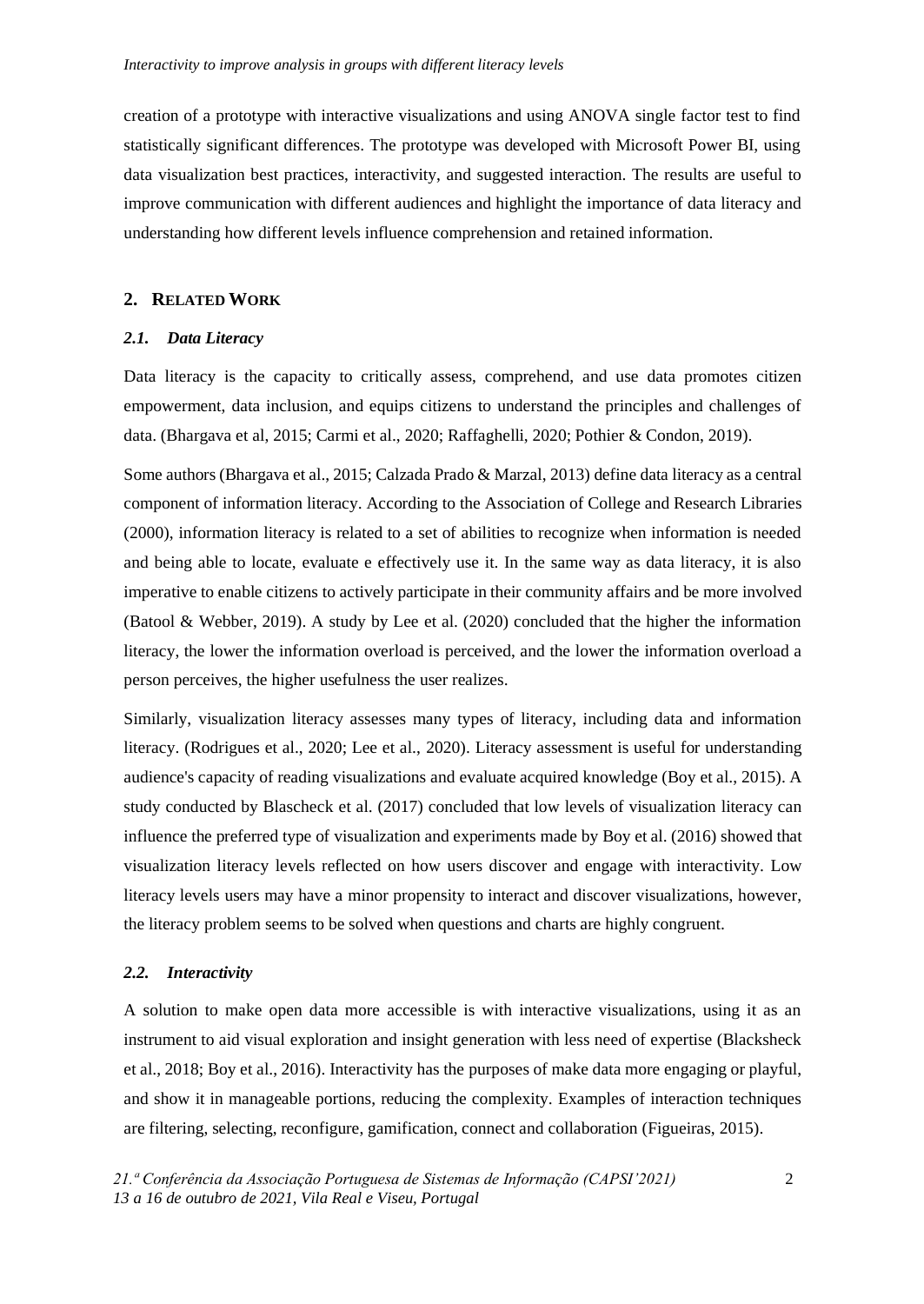creation of a prototype with interactive visualizations and using ANOVA single factor test to find statistically significant differences. The prototype was developed with Microsoft Power BI, using data visualization best practices, interactivity, and suggested interaction. The results are useful to improve communication with different audiences and highlight the importance of data literacy and understanding how different levels influence comprehension and retained information.

## 2. RELATED WORK

### *2.1. Data Literacy*

Data literacy is the capacity to critically assess, comprehend, and use data promotes citizen empowerment, data inclusion, and equips citizens to understand the principles and challenges of data. (Bhargava et al, 2015; Carmi et al., 2020; Raffaghelli, 2020; Pothier & Condon, 2019).

Some authors (Bhargava et al., 2015; Calzada Prado & Marzal, 2013) define data literacy as a central component of information literacy. According to the Association of College and Research Libraries (2000), information literacy is related to a set of abilities to recognize when information is needed and being able to locate, evaluate e effectively use it. In the same way as data literacy, it is also imperative to enable citizens to actively participate in their community affairs and be more involved (Batool & Webber, 2019). A study by Lee et al. (2020) concluded that the higher the information literacy, the lower the information overload is perceived, and the lower the information overload a person perceives, the higher usefulness the user realizes.

Similarly, visualization literacy assesses many types of literacy, including data and information literacy. (Rodrigues et al., 2020; Lee et al., 2020). Literacy assessment is useful for understanding audience's capacity of reading visualizations and evaluate acquired knowledge (Boy et al., 2015). A study conducted by Blascheck et al. (2017) concluded that low levels of visualization literacy can influence the preferred type of visualization and experiments made by Boy et al. (2016) showed that visualization literacy levels reflected on how users discover and engage with interactivity. Low literacy levels users may have a minor propensity to interact and discover visualizations, however, the literacy problem seems to be solved when questions and charts are highly congruent.

### *2.2. Interactivity*

A solution to make open data more accessible is with interactive visualizations, using it as an instrument to aid visual exploration and insight generation with less need of expertise (Blacksheck et al., 2018; Boy et al., 2016). Interactivity has the purposes of make data more engaging or playful, and show it in manageable portions, reducing the complexity. Examples of interaction techniques are filtering, selecting, reconfigure, gamification, connect and collaboration (Figueiras, 2015).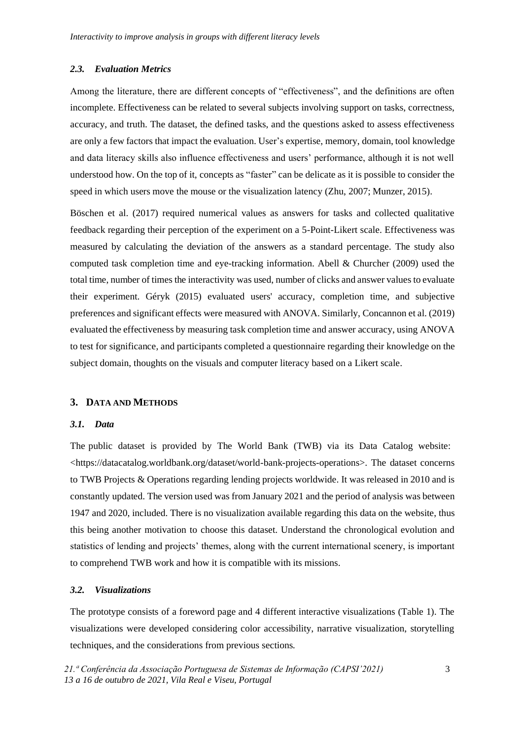### 2.3. Evaluation Metrics

Among the literature, there are different concepts of "effectiveness", and the definitions are often incomplete. Effectiveness can be related to several subjects involving support on tasks, correctness, accuracy, and truth. The dataset, the defined tasks, and the questions asked to assess effectiveness are only a few factors that impact the evaluation. User's expertise, memory, domain, tool knowledge and data literacy skills also influence effectiveness and users' performance, although it is not well understood how. On the top of it, concepts as "faster" can be delicate as it is possible to consider the speed in which users move the mouse or the visualization latency (Zhu, 2007; Munzer, 2015).

Böschen et al. (2017) required numerical values as answers for tasks and collected qualitative feedback regarding their perception of the experiment on a 5-Point-Likert scale. Effectiveness was measured by calculating the deviation of the answers as a standard percentage. The study also computed task completion time and eye-tracking information. Abell & Churcher (2009) used the total time, number of times the interactivity was used, number of clicks and answer values to evaluate their experiment. Géryk (2015) evaluated users' accuracy, completion time, and subjective preferences and significant effects were measured with ANOVA. Similarly, Concannon et al. (2019) evaluated the effectiveness by measuring task completion time and answer accuracy, using ANOVA to test for significance, and participants completed a questionnaire regarding their knowledge on the subject domain, thoughts on the visuals and computer literacy based on a Likert scale.

## 3. DATA AND METHODS

### 3.1. Data

The public dataset is provided by The World Bank (TWB) via its Data Catalog website: <https://datacatalog.worldbank.org/dataset/world-bank-projects-operations>. The dataset concerns to TWB Projects & Operations regarding lending projects worldwide. It was released in 2010 and is constantly updated. The version used was from January 2021 and the period of analysis was between 1947 and 2020, included. There is no visualization available regarding this data on the website, thus this being another motivation to choose this dataset. Understand the chronological evolution and statistics of lending and projects' themes, along with the current international scenery, is important to comprehend TWB work and how it is compatible with its missions.

### 3.2. Visualizations

The prototype consists of a foreword page and 4 different interactive visualizations (Table 1). The visualizations were developed considering color accessibility, narrative visualization, storytelling techniques, and the considerations from previous sections.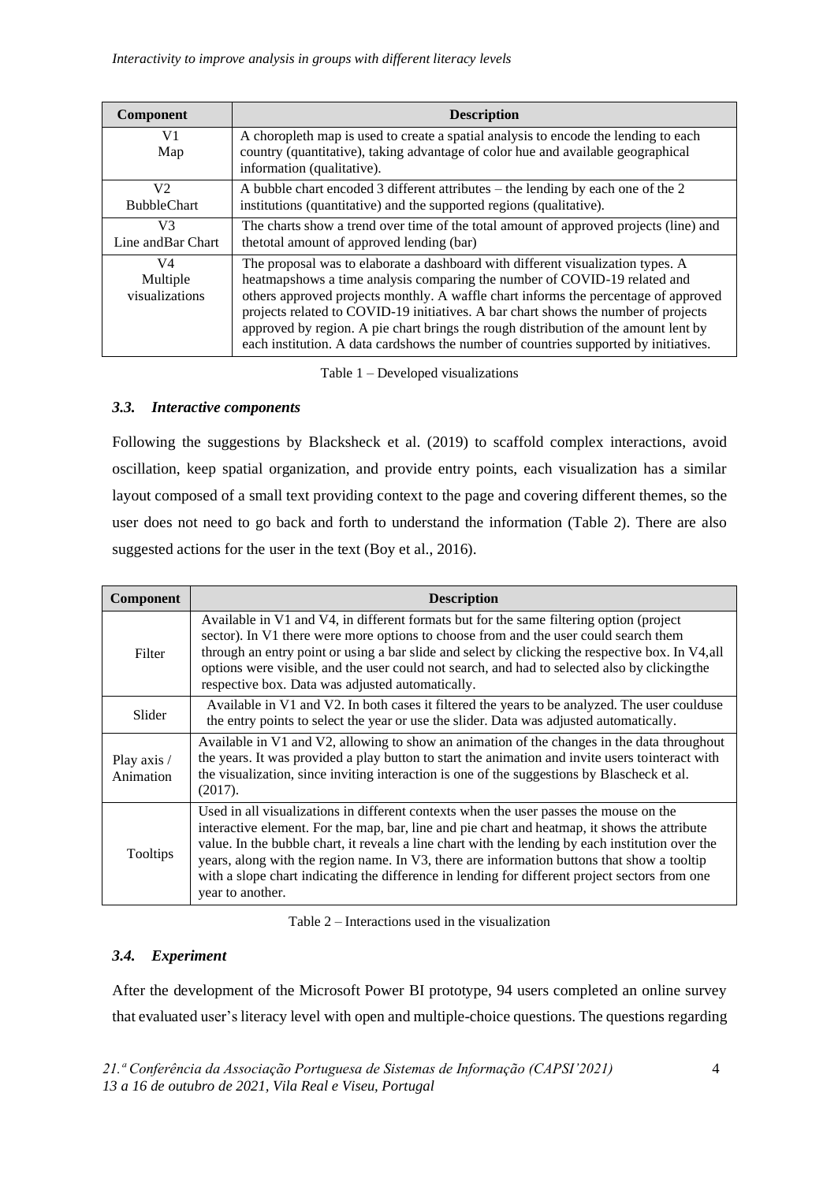| Component | Description |
|---|---|
| V1<br>Map | A choropleth map is used to create a spatial analysis to encode the lending to each country (quantitative), taking advantage of color hue and available geographical information (qualitative). |
| V2<br>BubbleChart | A bubble chart encoded 3 different attributes – the lending by each one of the 2 institutions (quantitative) and the supported regions (qualitative). |
| V3<br>Line andBar Chart | The charts show a trend over time of the total amount of approved projects (line) and thetotal amount of approved lending (bar) |
| V4<br>Multiple visualizations | The proposal was to elaborate a dashboard with different visualization types. A heatmapshows a time analysis comparing the number of COVID-19 related and others approved projects monthly. A waffle chart informs the percentage of approved projects related to COVID-19 initiatives. A bar chart shows the number of projects approved by region. A pie chart brings the rough distribution of the amount lent by each institution. A data cardshows the number of countries supported by initiatives. |

Table 1 – Developed visualizations

### *3.3. Interactive components*

Following the suggestions by Blacksheck et al. (2019) to scaffold complex interactions, avoid oscillation, keep spatial organization, and provide entry points, each visualization has a similar layout composed of a small text providing context to the page and covering different themes, so the user does not need to go back and forth to understand the information (Table 2). There are also suggested actions for the user in the text (Boy et al., 2016).

| Component | Description |
|---|---|
| Filter | Available in V1 and V4, in different formats but for the same filtering option (project sector). In V1 there were more options to choose from and the user could search them through an entry point or using a bar slide and select by clicking the respective box. In V4,all options were visible, and the user could not search, and had to selected also by clickingthe respective box. Data was adjusted automatically. |
| Slider | Available in V1 and V2. In both cases it filtered the years to be analyzed. The user coulduse the entry points to select the year or use the slider. Data was adjusted automatically. |
| Play axis / Animation | Available in V1 and V2, allowing to show an animation of the changes in the data throughout the years. It was provided a play button to start the animation and invite users tointeract with the visualization, since inviting interaction is one of the suggestions by Blascheck et al. (2017). |
| Tooltips | Used in all visualizations in different contexts when the user passes the mouse on the interactive element. For the map, bar, line and pie chart and heatmap, it shows the attribute value. In the bubble chart, it reveals a line chart with the lending by each institution over the years, along with the region name. In V3, there are information buttons that show a tooltip with a slope chart indicating the difference in lending for different project sectors from one year to another. |

Table 2 – Interactions used in the visualization

### *3.4. Experiment*

After the development of the Microsoft Power BI prototype, 94 users completed an online survey that evaluated user's literacy level with open and multiple-choice questions. The questions regarding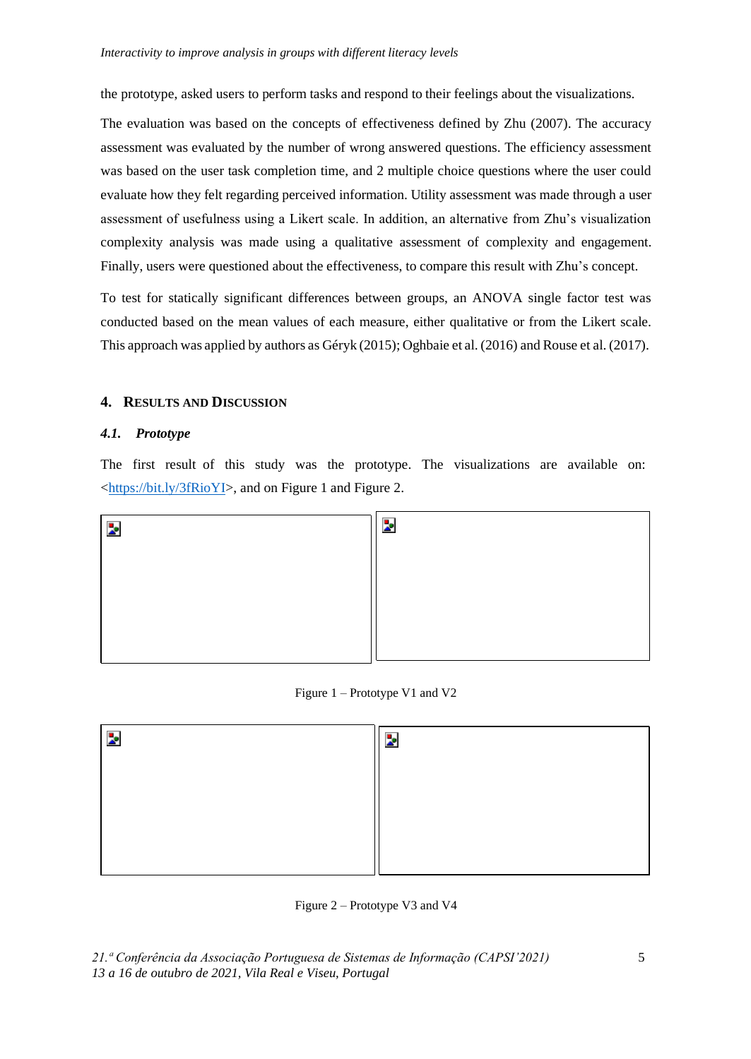the prototype, asked users to perform tasks and respond to their feelings about the visualizations.

The evaluation was based on the concepts of effectiveness defined by Zhu (2007). The accuracy assessment was evaluated by the number of wrong answered questions. The efficiency assessment was based on the user task completion time, and 2 multiple choice questions where the user could evaluate how they felt regarding perceived information. Utility assessment was made through a user assessment of usefulness using a Likert scale. In addition, an alternative from Zhu's visualization complexity analysis was made using a qualitative assessment of complexity and engagement. Finally, users were questioned about the effectiveness, to compare this result with Zhu's concept.

To test for statically significant differences between groups, an ANOVA single factor test was conducted based on the mean values of each measure, either qualitative or from the Likert scale. This approach was applied by authors as Géryk (2015); Oghbaie et al. (2016) and Rouse et al. (2017).

## 4. Results and Discussion

### *4.1. Prototype*

The first result of this study was the prototype. The visualizations are available on: <https://bit.ly/3fRioYI>, and on Figure 1 and Figure 2.

Figure 1 – Prototype V1 and V2

Figure 2 – Prototype V3 and V4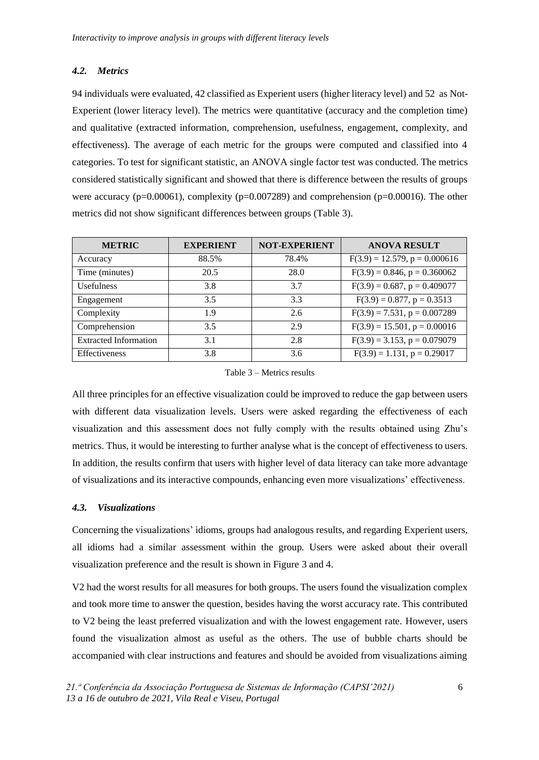### *4.2. Metrics*

94 individuals were evaluated, 42 classified as Experient users (higher literacy level) and 52 as Not-Experient (lower literacy level). The metrics were quantitative (accuracy and the completion time) and qualitative (extracted information, comprehension, usefulness, engagement, complexity, and effectiveness). The average of each metric for the groups were computed and classified into 4 categories. To test for significant statistic, an ANOVA single factor test was conducted. The metrics considered statistically significant and showed that there is difference between the results of groups were accuracy ($p=0.00061$), complexity ($p=0.007289$) and comprehension ($p=0.00016$). The other metrics did not show significant differences between groups (Table 3).

| METRIC | EXPERIENT | NOT-EXPERIENT | ANOVA RESULT |
| --- | --- | --- | --- |
| Accuracy | 88.5% | 78.4% | $F(3.9) = 12.579$, $p = 0.000616$ |
| Time (minutes) | 20.5 | 28.0 | $F(3.9) = 0.846$, $p = 0.360062$ |
| Usefulness | 3.8 | 3.7 | $F(3.9) = 0.687$, $p = 0.409077$ |
| Engagement | 3.5 | 3.3 | $F(3.9) = 0.877$, $p = 0.3513$ |
| Complexity | 1.9 | 2.6 | $F(3.9) = 7.531$, $p = 0.007289$ |
| Comprehension | 3.5 | 2.9 | $F(3.9) = 15.501$, $p = 0.00016$ |
| Extracted Information | 3.1 | 2.8 | $F(3.9) = 3.153$, $p = 0.079079$ |
| Effectiveness | 3.8 | 3.6 | $F(3.9) = 1.131$, $p = 0.29017$ |

Table 3 – Metrics results

All three principles for an effective visualization could be improved to reduce the gap between users with different data visualization levels. Users were asked regarding the effectiveness of each visualization and this assessment does not fully comply with the results obtained using Zhu's metrics. Thus, it would be interesting to further analyse what is the concept of effectiveness to users. In addition, the results confirm that users with higher level of data literacy can take more advantage of visualizations and its interactive compounds, enhancing even more visualizations' effectiveness.

### *4.3. Visualizations*

Concerning the visualizations' idioms, groups had analogous results, and regarding Experient users, all idioms had a similar assessment within the group. Users were asked about their overall visualization preference and the result is shown in Figure 3 and 4.

V2 had the worst results for all measures for both groups. The users found the visualization complex and took more time to answer the question, besides having the worst accuracy rate. This contributed to V2 being the least preferred visualization and with the lowest engagement rate. However, users found the visualization almost as useful as the others. The use of bubble charts should be accompanied with clear instructions and features and should be avoided from visualizations aiming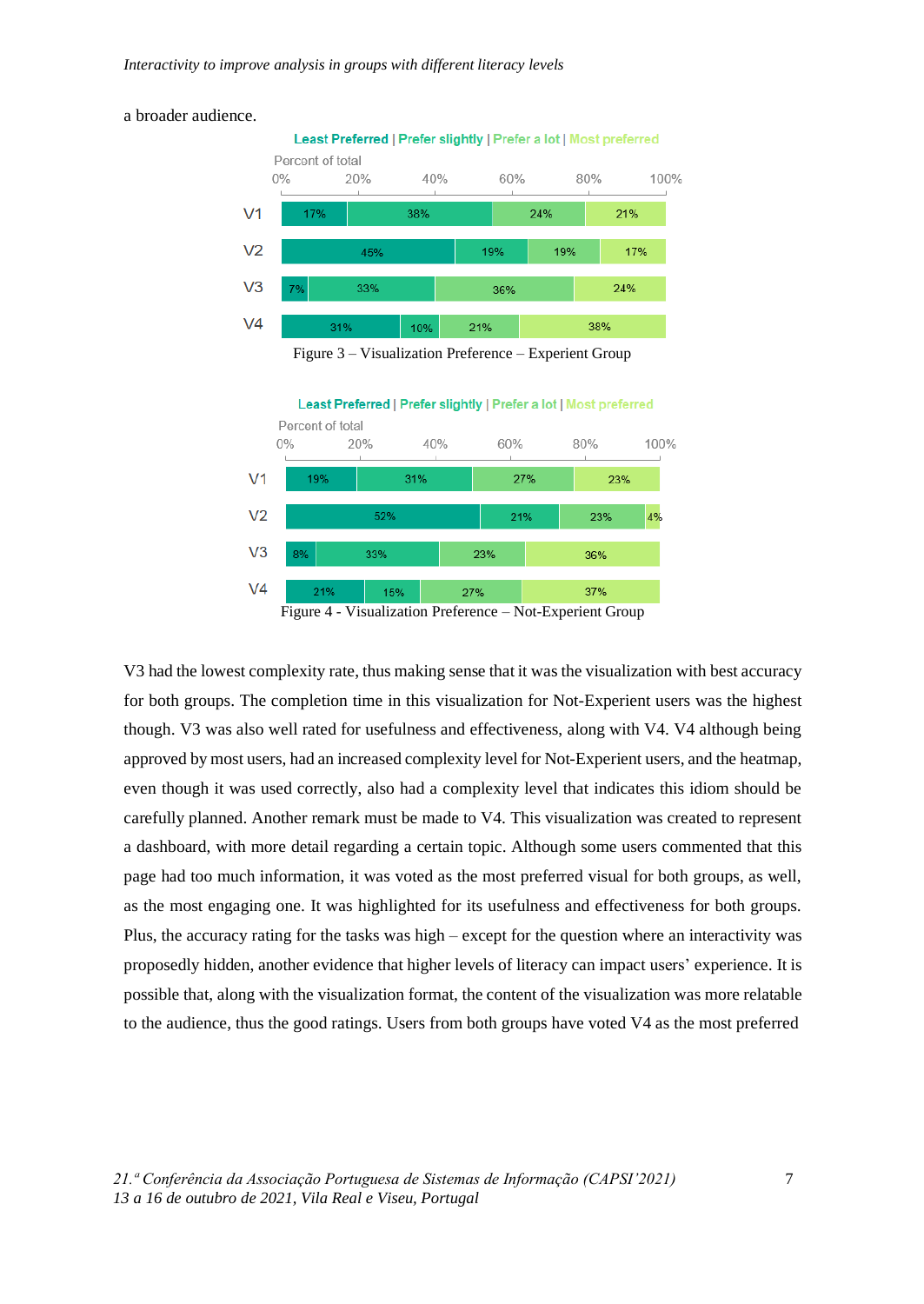a broader audience.

| | Least Preferred | Prefer slightly | Prefer a lot | Most preferred |
|---|---|---|---|---|
| V1 | 17% | 38% | 24% | 21% |
| V2 | 45% | 19% | 19% | 17% |
| V3 | 7% | 33% | 36% | 24% |
| V4 | 31% | 10% | 21% | 38% |

Figure 3 – Visualization Preference – Experient Group

| | Least Preferred | Prefer slightly | Prefer a lot | Most preferred |
|---|---|---|---|---|
| V1 | 19% | 31% | 27% | 23% |
| V2 | 52% | 21% | 23% | 4% |
| V3 | 8% | 33% | 23% | 36% |
| V4 | 21% | 15% | 27% | 37% |

Figure 4 - Visualization Preference – Not-Experient Group

V3 had the lowest complexity rate, thus making sense that it was the visualization with best accuracy for both groups. The completion time in this visualization for Not-Experient users was the highest though. V3 was also well rated for usefulness and effectiveness, along with V4. V4 although being approved by most users, had an increased complexity level for Not-Experient users, and the heatmap, even though it was used correctly, also had a complexity level that indicates this idiom should be carefully planned. Another remark must be made to V4. This visualization was created to represent a dashboard, with more detail regarding a certain topic. Although some users commented that this page had too much information, it was voted as the most preferred visual for both groups, as well, as the most engaging one. It was highlighted for its usefulness and effectiveness for both groups. Plus, the accuracy rating for the tasks was high – except for the question where an interactivity was proposedly hidden, another evidence that higher levels of literacy can impact users' experience. It is possible that, along with the visualization format, the content of the visualization was more relatable to the audience, thus the good ratings. Users from both groups have voted V4 as the most preferred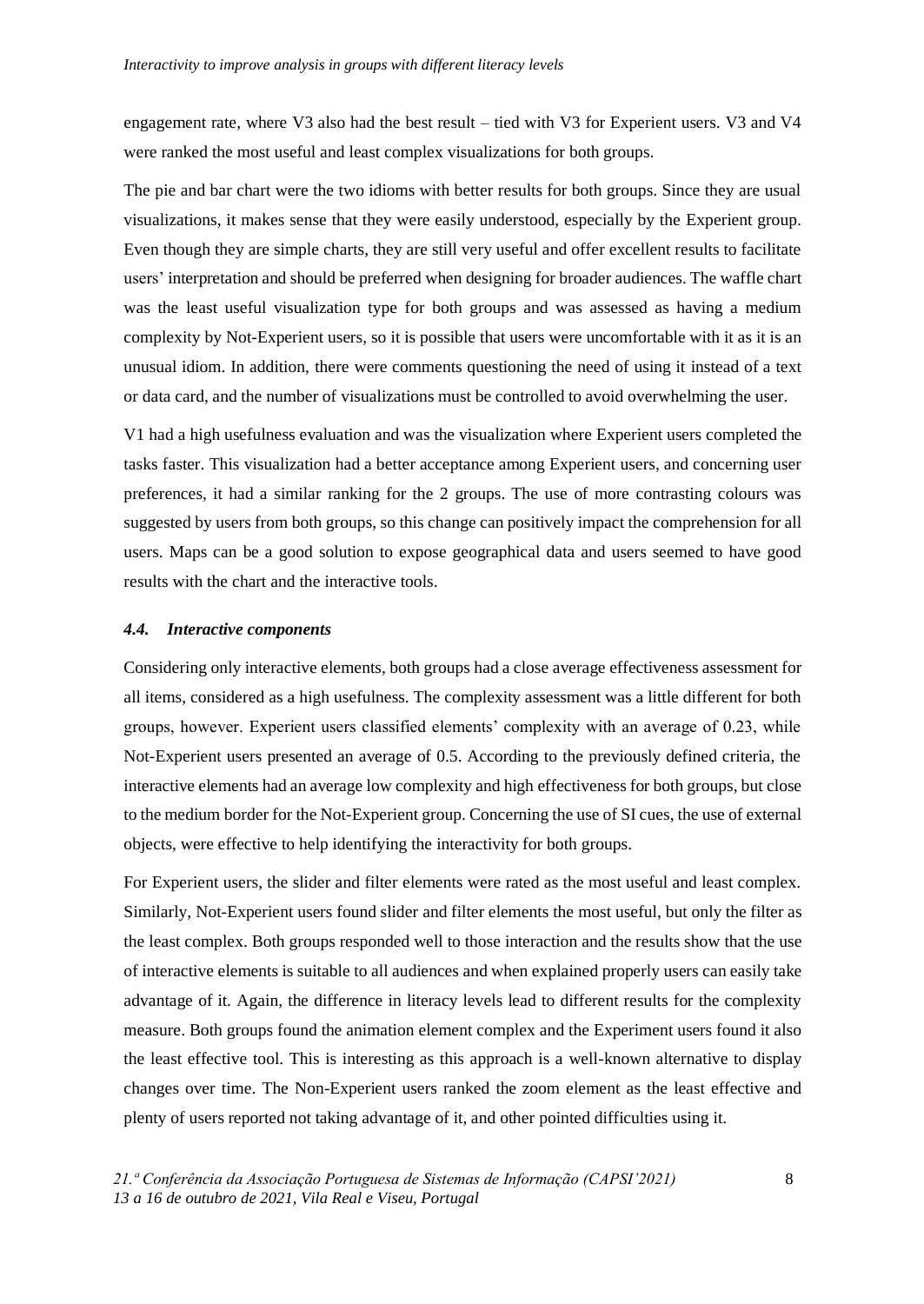engagement rate, where V3 also had the best result – tied with V3 for Experient users. V3 and V4 were ranked the most useful and least complex visualizations for both groups.

The pie and bar chart were the two idioms with better results for both groups. Since they are usual visualizations, it makes sense that they were easily understood, especially by the Experient group. Even though they are simple charts, they are still very useful and offer excellent results to facilitate users' interpretation and should be preferred when designing for broader audiences. The waffle chart was the least useful visualization type for both groups and was assessed as having a medium complexity by Not-Experient users, so it is possible that users were uncomfortable with it as it is an unusual idiom. In addition, there were comments questioning the need of using it instead of a text or data card, and the number of visualizations must be controlled to avoid overwhelming the user.

V1 had a high usefulness evaluation and was the visualization where Experient users completed the tasks faster. This visualization had a better acceptance among Experient users, and concerning user preferences, it had a similar ranking for the 2 groups. The use of more contrasting colours was suggested by users from both groups, so this change can positively impact the comprehension for all users. Maps can be a good solution to expose geographical data and users seemed to have good results with the chart and the interactive tools.

### *4.4. Interactive components*

Considering only interactive elements, both groups had a close average effectiveness assessment for all items, considered as a high usefulness. The complexity assessment was a little different for both groups, however. Experient users classified elements' complexity with an average of 0.23, while Not-Experient users presented an average of 0.5. According to the previously defined criteria, the interactive elements had an average low complexity and high effectiveness for both groups, but close to the medium border for the Not-Experient group. Concerning the use of SI cues, the use of external objects, were effective to help identifying the interactivity for both groups.

For Experient users, the slider and filter elements were rated as the most useful and least complex. Similarly, Not-Experient users found slider and filter elements the most useful, but only the filter as the least complex. Both groups responded well to those interaction and the results show that the use of interactive elements is suitable to all audiences and when explained properly users can easily take advantage of it. Again, the difference in literacy levels lead to different results for the complexity measure. Both groups found the animation element complex and the Experiment users found it also the least effective tool. This is interesting as this approach is a well-known alternative to display changes over time. The Non-Experient users ranked the zoom element as the least effective and plenty of users reported not taking advantage of it, and other pointed difficulties using it.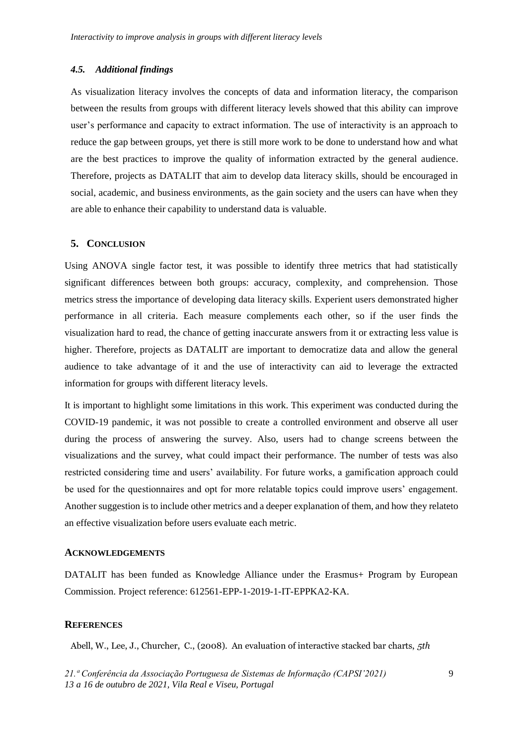### *4.5. Additional findings*

As visualization literacy involves the concepts of data and information literacy, the comparison between the results from groups with different literacy levels showed that this ability can improve user's performance and capacity to extract information. The use of interactivity is an approach to reduce the gap between groups, yet there is still more work to be done to understand how and what are the best practices to improve the quality of information extracted by the general audience. Therefore, projects as DATALIT that aim to develop data literacy skills, should be encouraged in social, academic, and business environments, as the gain society and the users can have when they are able to enhance their capability to understand data is valuable.

## 5. CONCLUSION

Using ANOVA single factor test, it was possible to identify three metrics that had statistically significant differences between both groups: accuracy, complexity, and comprehension. Those metrics stress the importance of developing data literacy skills. Experient users demonstrated higher performance in all criteria. Each measure complements each other, so if the user finds the visualization hard to read, the chance of getting inaccurate answers from it or extracting less value is higher. Therefore, projects as DATALIT are important to democratize data and allow the general audience to take advantage of it and the use of interactivity can aid to leverage the extracted information for groups with different literacy levels.

It is important to highlight some limitations in this work. This experiment was conducted during the COVID-19 pandemic, it was not possible to create a controlled environment and observe all user during the process of answering the survey. Also, users had to change screens between the visualizations and the survey, what could impact their performance. The number of tests was also restricted considering time and users' availability. For future works, a gamification approach could be used for the questionnaires and opt for more relatable topics could improve users' engagement. Another suggestion is to include other metrics and a deeper explanation of them, and how they relateto an effective visualization before users evaluate each metric.

## ACKNOWLEDGEMENTS

DATALIT has been funded as Knowledge Alliance under the Erasmus+ Program by European Commission. Project reference: 612561-EPP-1-2019-1-IT-EPPKA2-KA.

## REFERENCES

Abell, W., Lee, J., Churcher, C., (2008). An evaluation of interactive stacked bar charts, *5th*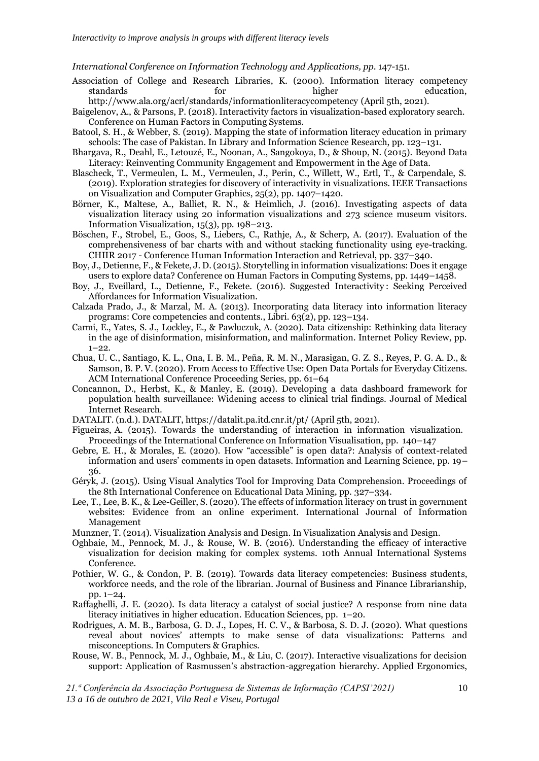*International Conference on Information Technology and Applications, pp.* 147-151.

Association of College and Research Libraries, K. (2000). Information literacy competency standards for higher education, http://www.ala.org/acrl/standards/informationliteracycompetency (April 5th, 2021).

Baigelenov, A., & Parsons, P. (2018). Interactivity factors in visualization-based exploratory search. Conference on Human Factors in Computing Systems.

Batool, S. H., & Webber, S. (2019). Mapping the state of information literacy education in primary schools: The case of Pakistan. In Library and Information Science Research, pp. 123–131.

Bhargava, R., Deahl, E., Letouzé, E., Noonan, A., Sangokoya, D., & Shoup, N. (2015). Beyond Data Literacy: Reinventing Community Engagement and Empowerment in the Age of Data.

Blascheck, T., Vermeulen, L. M., Vermeulen, J., Perin, C., Willett, W., Ertl, T., & Carpendale, S. (2019). Exploration strategies for discovery of interactivity in visualizations. IEEE Transactions on Visualization and Computer Graphics, 25(2), pp. 1407–1420.

Börner, K., Maltese, A., Balliet, R. N., & Heimlich, J. (2016). Investigating aspects of data visualization literacy using 20 information visualizations and 273 science museum visitors. Information Visualization, 15(3), pp. 198–213.

Böschen, F., Strobel, E., Goos, S., Liebers, C., Rathje, A., & Scherp, A. (2017). Evaluation of the comprehensiveness of bar charts with and without stacking functionality using eye-tracking. CHIIR 2017 - Conference Human Information Interaction and Retrieval, pp. 337–340.

Boy, J., Detienne, F., & Fekete, J. D. (2015). Storytelling in information visualizations: Does it engage users to explore data? Conference on Human Factors in Computing Systems, pp. 1449–1458.

Boy, J., Eveillard, L., Detienne, F., Fekete. (2016). Suggested Interactivity : Seeking Perceived Affordances for Information Visualization.

Calzada Prado, J., & Marzal, M. A. (2013). Incorporating data literacy into information literacy programs: Core competencies and contents., Libri. 63(2), pp. 123–134.

Carmi, E., Yates, S. J., Lockley, E., & Pawluczuk, A. (2020). Data citizenship: Rethinking data literacy in the age of disinformation, misinformation, and malinformation. Internet Policy Review, pp. 1–22.

Chua, U. C., Santiago, K. L., Ona, I. B. M., Peña, R. M. N., Marasigan, G. Z. S., Reyes, P. G. A. D., & Samson, B. P. V. (2020). From Access to Effective Use: Open Data Portals for Everyday Citizens. ACM International Conference Proceeding Series, pp. 61–64

Concannon, D., Herbst, K., & Manley, E. (2019). Developing a data dashboard framework for population health surveillance: Widening access to clinical trial findings. Journal of Medical Internet Research.

DATALIT. (n.d.). DATALIT, https://datalit.pa.itd.cnr.it/pt/ (April 5th, 2021).

Figueiras, A. (2015). Towards the understanding of interaction in information visualization. Proceedings of the International Conference on Information Visualisation, pp. 140–147

Gebre, E. H., & Morales, E. (2020). How "accessible" is open data?: Analysis of context-related information and users' comments in open datasets. Information and Learning Science, pp. 19–36.

Géryk, J. (2015). Using Visual Analytics Tool for Improving Data Comprehension. Proceedings of the 8th International Conference on Educational Data Mining, pp. 327–334.

Lee, T., Lee, B. K., & Lee-Geiller, S. (2020). The effects of information literacy on trust in government websites: Evidence from an online experiment. International Journal of Information Management

Munzner, T. (2014). Visualization Analysis and Design. In Visualization Analysis and Design.

Oghbaie, M., Pennock, M. J., & Rouse, W. B. (2016). Understanding the efficacy of interactive visualization for decision making for complex systems. 10th Annual International Systems Conference.

Pothier, W. G., & Condon, P. B. (2019). Towards data literacy competencies: Business students, workforce needs, and the role of the librarian. Journal of Business and Finance Librarianship, pp. 1–24.

Raffaghelli, J. E. (2020). Is data literacy a catalyst of social justice? A response from nine data literacy initiatives in higher education. Education Sciences, pp. 1–20.

Rodrigues, A. M. B., Barbosa, G. D. J., Lopes, H. C. V., & Barbosa, S. D. J. (2020). What questions reveal about novices' attempts to make sense of data visualizations: Patterns and misconceptions. In Computers & Graphics.

Rouse, W. B., Pennock, M. J., Oghbaie, M., & Liu, C. (2017). Interactive visualizations for decision support: Application of Rasmussen's abstraction-aggregation hierarchy. Applied Ergonomics,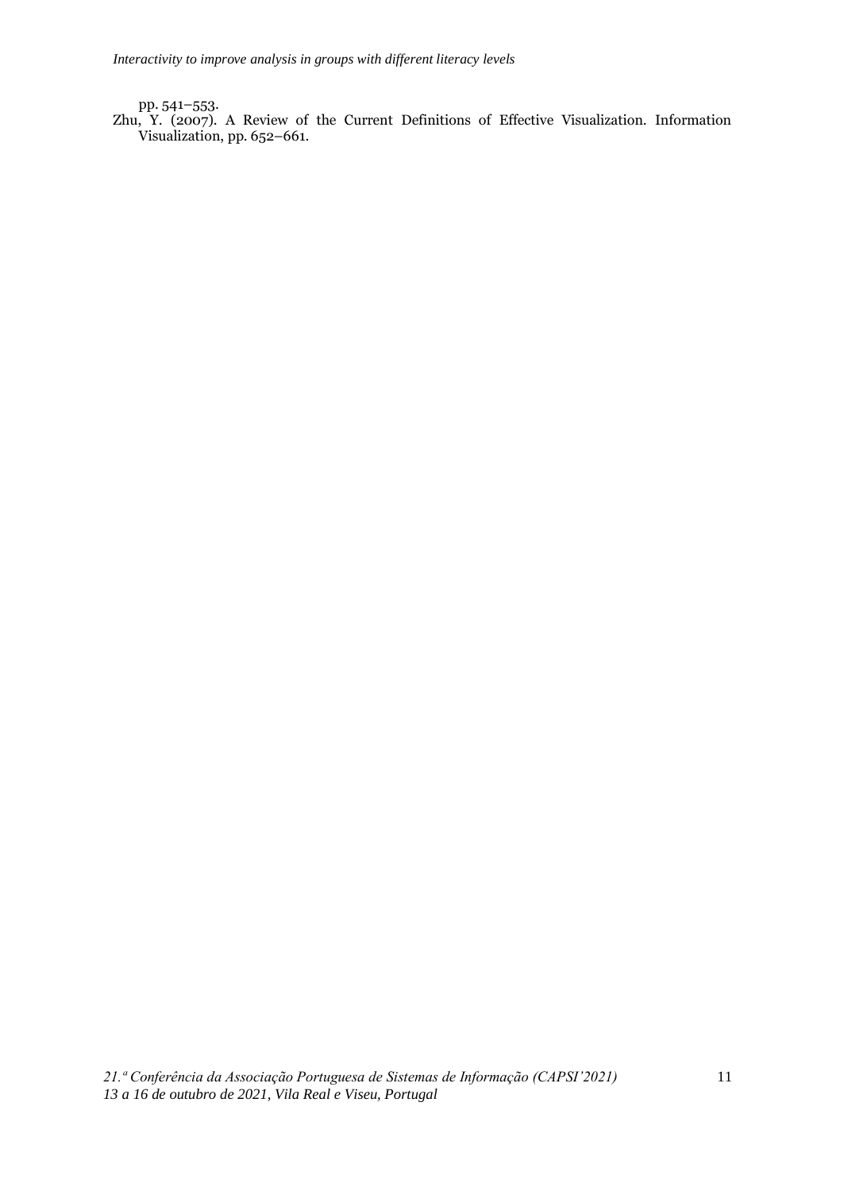pp. 541–553.

Zhu, Y. (2007). A Review of the Current Definitions of Effective Visualization. Information Visualization, pp. 652–661.